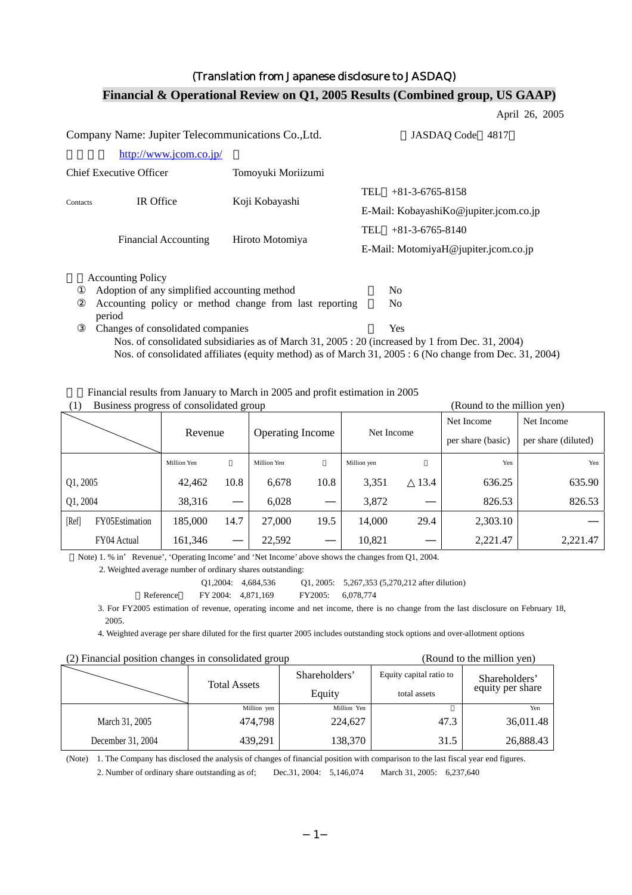(Translation from Japanese disclosure to JASDAQ)

# Financial & Operational Review on Q1, 2005 Results (Combined group, US GAAP)

April 26, 2005

Company Name: Jupiter Telecommunications Co.,Ltd. （JASDAQ Code：4817）

http://www.jcom.co.jp/

| | | | |
|---|---|---|---|
| Chief Executive Officer | | Tomoyuki Moriizumi | |
| Contacts | IR Office | Koji Kobayashi | TEL：+81-3-6765-8158<br>E-Mail: KobayashiKo@jupiter.jcom.co.jp |
| | Financial Accounting | Hiroto Motomiya | TEL：+81-3-6765-8140<br>E-Mail: MotomiyaH@jupiter.jcom.co.jp |

Accounting Policy

① Adoption of any simplified accounting method ： No

② Accounting policy or method change from last reporting period ： No

③ Changes of consolidated companies ： Yes

Nos. of consolidated subsidiaries as of March 31, 2005 : 20 (increased by 1 from Dec. 31, 2004)

Nos. of consolidated affiliates (equity method) as of March 31, 2005 : 6 (No change from Dec. 31, 2004)

Financial results from January to March in 2005 and profit estimation in 2005

(1) Business progress of consolidated group (Round to the million yen)

| | Revenue | | Operating Income | | Net Income | | Net Income per share (basic) | Net Income per share (diluted) |
|---|---|---|---|---|---|---|---|---|
| | Million Yen | ％ | Million Yen | ％ | Million yen | ％ | Yen | Yen |
| Q1, 2005 | 42,462 | 10.8 | 6,678 | 10.8 | 3,351 | △13.4 | 636.25 | 635.90 |
| Q1, 2004 | 38,316 | — | 6,028 | — | 3,872 | — | 826.53 | 826.53 |
| [Ref] FY05Estimation | 185,000 | 14.7 | 27,000 | 19.5 | 14,000 | 29.4 | 2,303.10 | — |
| FY04 Actual | 161,346 | — | 22,592 | — | 10,821 | — | 2,221.47 | 2,221.47 |

Note) 1. % in 'Revenue', 'Operating Income' and 'Net Income' above shows the changes from Q1, 2004.

2. Weighted average number of ordinary shares outstanding:

Q1,2004: 4,684,536　　Q1, 2005: 5,267,353 (5,270,212 after dilution)

（Reference） FY 2004: 4,871,169　　FY2005: 6,078,774

3. For FY2005 estimation of revenue, operating income and net income, there is no change from the last disclosure on February 18, 2005.

4. Weighted average per share diluted for the first quarter 2005 includes outstanding stock options and over-allotment options

(2) Financial position changes in consolidated group (Round to the million yen)

| | Total Assets | Shareholders' Equity | Equity capital ratio to total assets | Shareholders' equity per share |
|---|---|---|---|---|
| | Million yen | Million Yen | ％ | Yen |
| March 31, 2005 | 474,798 | 224,627 | 47.3 | 36,011.48 |
| December 31, 2004 | 439,291 | 138,370 | 31.5 | 26,888.43 |

(Note) 1. The Company has disclosed the analysis of changes of financial position with comparison to the last fiscal year end figures.

2. Number of ordinary share outstanding as of; Dec.31, 2004: 5,146,074　March 31, 2005: 6,237,640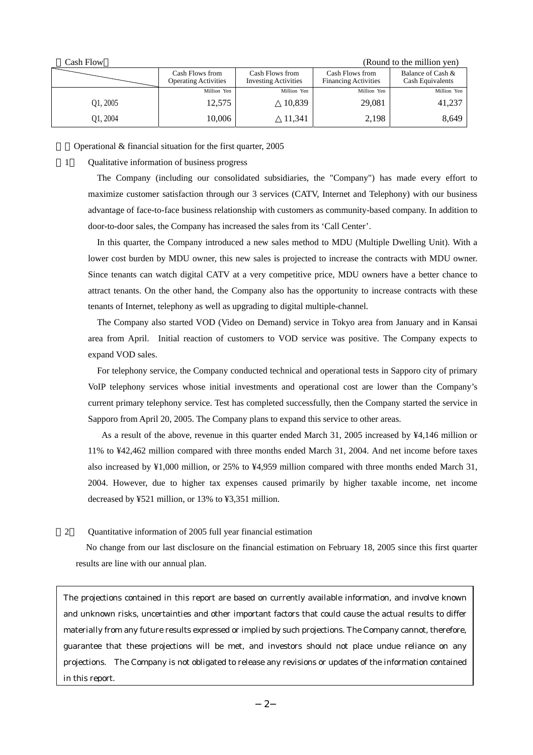【Cash Flow】 (Round to the million yen)

| | Cash Flows from Operating Activities | Cash Flows from Investing Activities | Cash Flows from Financing Activities | Balance of Cash & Cash Equivalents |
|---|---|---|---|---|
| | Million Yen | Million Yen | Million Yen | Million Yen |
| Q1, 2005 | 12,575 | △10,839 | 29,081 | 41,237 |
| Q1, 2004 | 10,006 | △11,341 | 2,198 | 8,649 |

## 2. Operational & financial situation for the first quarter, 2005

### (1) Qualitative information of business progress

The Company (including our consolidated subsidiaries, the "Company") has made every effort to maximize customer satisfaction through our 3 services (CATV, Internet and Telephony) with our business advantage of face-to-face business relationship with customers as community-based company. In addition to door-to-door sales, the Company has increased the sales from its 'Call Center'.

In this quarter, the Company introduced a new sales method to MDU (Multiple Dwelling Unit). With a lower cost burden by MDU owner, this new sales is projected to increase the contracts with MDU owner. Since tenants can watch digital CATV at a very competitive price, MDU owners have a better chance to attract tenants. On the other hand, the Company also has the opportunity to increase contracts with these tenants of Internet, telephony as well as upgrading to digital multiple-channel.

The Company also started VOD (Video on Demand) service in Tokyo area from January and in Kansai area from April. Initial reaction of customers to VOD service was positive. The Company expects to expand VOD sales.

For telephony service, the Company conducted technical and operational tests in Sapporo city of primary VoIP telephony services whose initial investments and operational cost are lower than the Company's current primary telephony service. Test has completed successfully, then the Company started the service in Sapporo from April 20, 2005. The Company plans to expand this service to other areas.

As a result of the above, revenue in this quarter ended March 31, 2005 increased by ¥4,146 million or 11% to ¥42,462 million compared with three months ended March 31, 2004. And net income before taxes also increased by ¥1,000 million, or 25% to ¥4,959 million compared with three months ended March 31, 2004. However, due to higher tax expenses caused primarily by higher taxable income, net income decreased by ¥521 million, or 13% to ¥3,351 million.

### (2) Quantitative information of 2005 full year financial estimation

No change from our last disclosure on the financial estimation on February 18, 2005 since this first quarter results are line with our annual plan.

> The projections contained in this report are based on currently available information, and involve known and unknown risks, uncertainties and other important factors that could cause the actual results to differ materially from any future results expressed or implied by such projections. The Company cannot, therefore, guarantee that these projections will be met, and investors should not place undue reliance on any projections. The Company is not obligated to release any revisions or updates of the information contained in this report.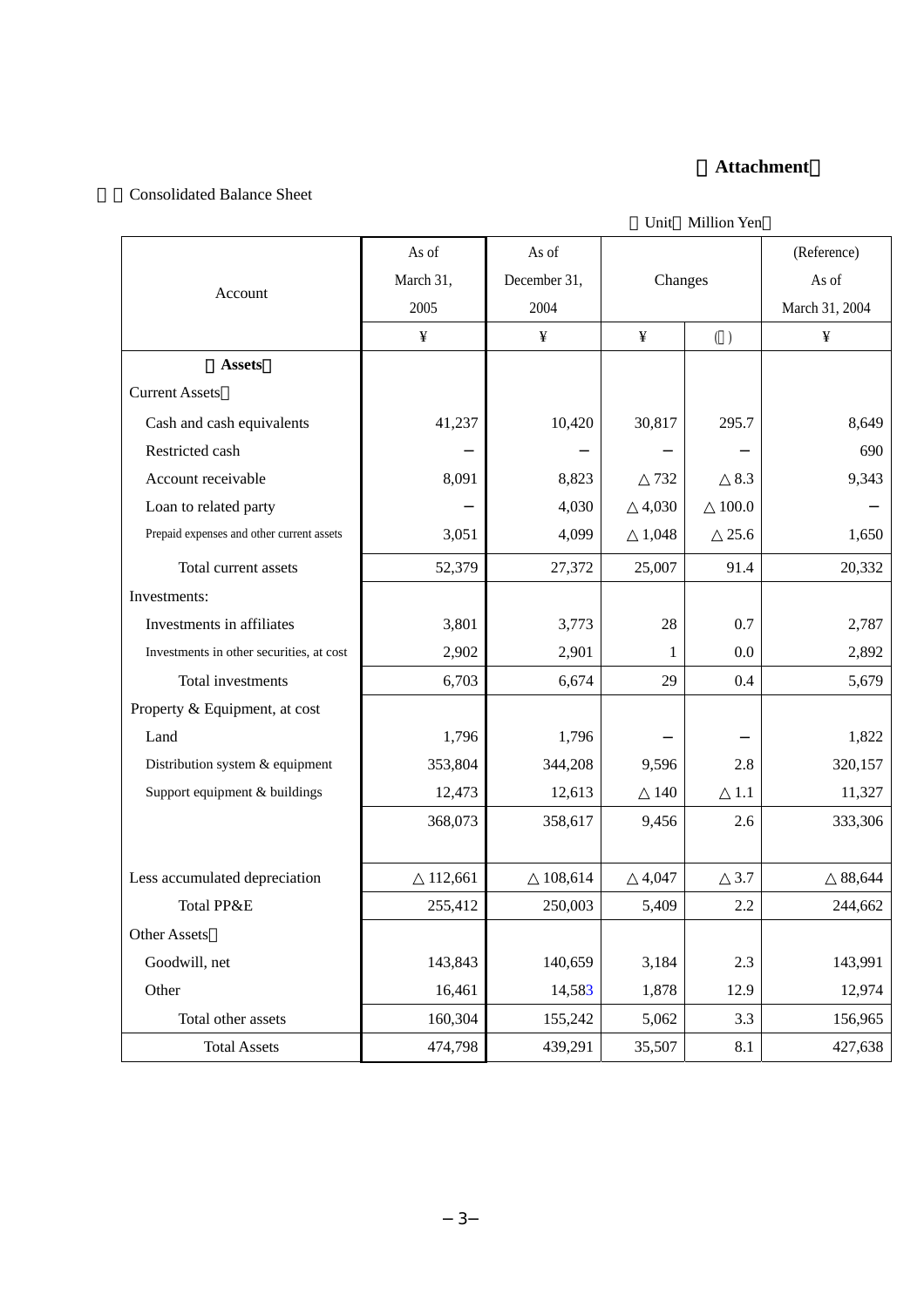**【Attachment】**

１．Consolidated Balance Sheet

（Unit：Million Yen）

| Account | As of March 31, 2005 | As of December 31, 2004 | Changes | | (Reference) As of March 31, 2004 |
|---|---|---|---|---|---|
| | ¥ | ¥ | ¥ | (％) | ¥ |
| **【Assets】** | | | | | |
| Current Assets： | | | | | |
| Cash and cash equivalents | 41,237 | 10,420 | 30,817 | 295.7 | 8,649 |
| Restricted cash | − | − | − | − | 690 |
| Account receivable | 8,091 | 8,823 | △732 | △8.3 | 9,343 |
| Loan to related party | − | 4,030 | △4,030 | △100.0 | − |
| Prepaid expenses and other current assets | 3,051 | 4,099 | △1,048 | △25.6 | 1,650 |
| Total current assets | 52,379 | 27,372 | 25,007 | 91.4 | 20,332 |
| Investments: | | | | | |
| Investments in affiliates | 3,801 | 3,773 | 28 | 0.7 | 2,787 |
| Investments in other securities, at cost | 2,902 | 2,901 | 1 | 0.0 | 2,892 |
| Total investments | 6,703 | 6,674 | 29 | 0.4 | 5,679 |
| Property & Equipment, at cost | | | | | |
| Land | 1,796 | 1,796 | − | − | 1,822 |
| Distribution system & equipment | 353,804 | 344,208 | 9,596 | 2.8 | 320,157 |
| Support equipment & buildings | 12,473 | 12,613 | △140 | △1.1 | 11,327 |
| | 368,073 | 358,617 | 9,456 | 2.6 | 333,306 |
| Less accumulated depreciation | △112,661 | △108,614 | △4,047 | △3.7 | △88,644 |
| Total PP&E | 255,412 | 250,003 | 5,409 | 2.2 | 244,662 |
| Other Assets： | | | | | |
| Goodwill, net | 143,843 | 140,659 | 3,184 | 2.3 | 143,991 |
| Other | 16,461 | 14,583 | 1,878 | 12.9 | 12,974 |
| Total other assets | 160,304 | 155,242 | 5,062 | 3.3 | 156,965 |
| Total Assets | 474,798 | 439,291 | 35,507 | 8.1 | 427,638 |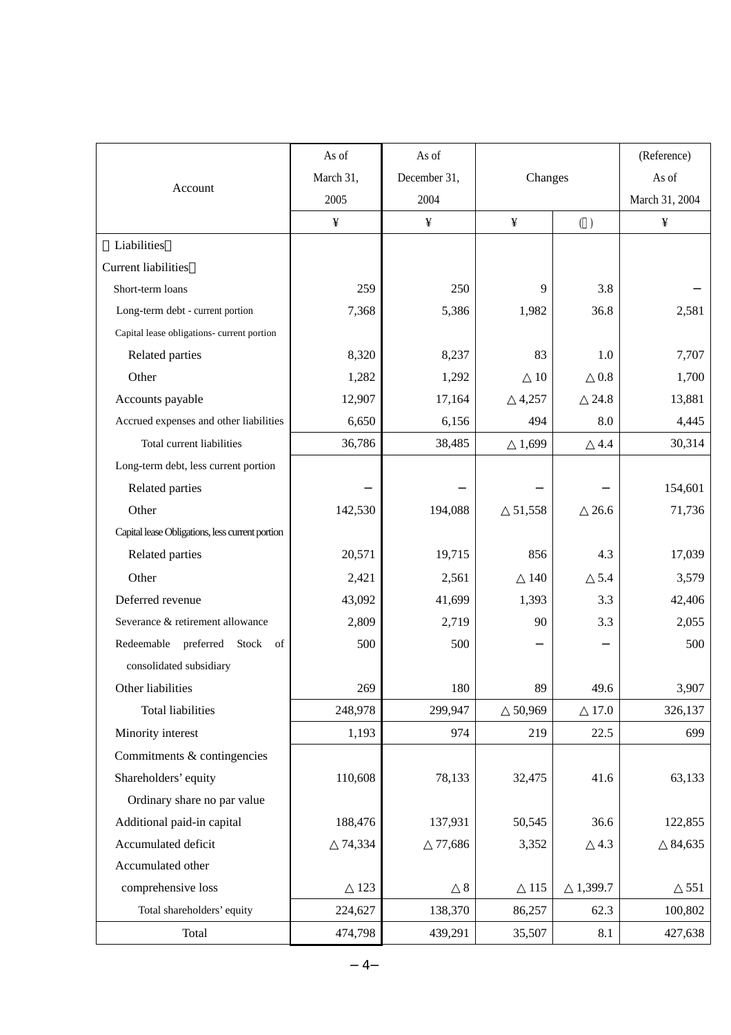| Account | As of March 31, 2005 | As of December 31, 2004 | Changes | | (Reference) As of March 31, 2004 |
|---|---|---|---|---|---|
| | ¥ | ¥ | ¥ | (％) | ¥ |
| 【Liabilities】 | | | | | |
| Current liabilities： | | | | | |
| Short-term loans | 259 | 250 | 9 | 3.8 | − |
| Long-term debt - current portion | 7,368 | 5,386 | 1,982 | 36.8 | 2,581 |
| Capital lease obligations- current portion | | | | | |
| Related parties | 8,320 | 8,237 | 83 | 1.0 | 7,707 |
| Other | 1,282 | 1,292 | △ 10 | △ 0.8 | 1,700 |
| Accounts payable | 12,907 | 17,164 | △ 4,257 | △ 24.8 | 13,881 |
| Accrued expenses and other liabilities | 6,650 | 6,156 | 494 | 8.0 | 4,445 |
| Total current liabilities | 36,786 | 38,485 | △ 1,699 | △ 4.4 | 30,314 |
| Long-term debt, less current portion | | | | | |
| Related parties | − | − | − | − | 154,601 |
| Other | 142,530 | 194,088 | △ 51,558 | △ 26.6 | 71,736 |
| Capital lease Obligations, less current portion | | | | | |
| Related parties | 20,571 | 19,715 | 856 | 4.3 | 17,039 |
| Other | 2,421 | 2,561 | △ 140 | △ 5.4 | 3,579 |
| Deferred revenue | 43,092 | 41,699 | 1,393 | 3.3 | 42,406 |
| Severance & retirement allowance | 2,809 | 2,719 | 90 | 3.3 | 2,055 |
| Redeemable preferred Stock of consolidated subsidiary | 500 | 500 | − | − | 500 |
| Other liabilities | 269 | 180 | 89 | 49.6 | 3,907 |
| Total liabilities | 248,978 | 299,947 | △ 50,969 | △ 17.0 | 326,137 |
| Minority interest | 1,193 | 974 | 219 | 22.5 | 699 |
| Commitments & contingencies | | | | | |
| Shareholders' equity | 110,608 | 78,133 | 32,475 | 41.6 | 63,133 |
| Ordinary share no par value | | | | | |
| Additional paid-in capital | 188,476 | 137,931 | 50,545 | 36.6 | 122,855 |
| Accumulated deficit | △ 74,334 | △ 77,686 | 3,352 | △ 4.3 | △ 84,635 |
| Accumulated other comprehensive loss | △ 123 | △ 8 | △ 115 | △ 1,399.7 | △ 551 |
| Total shareholders' equity | 224,627 | 138,370 | 86,257 | 62.3 | 100,802 |
| Total | 474,798 | 439,291 | 35,507 | 8.1 | 427,638 |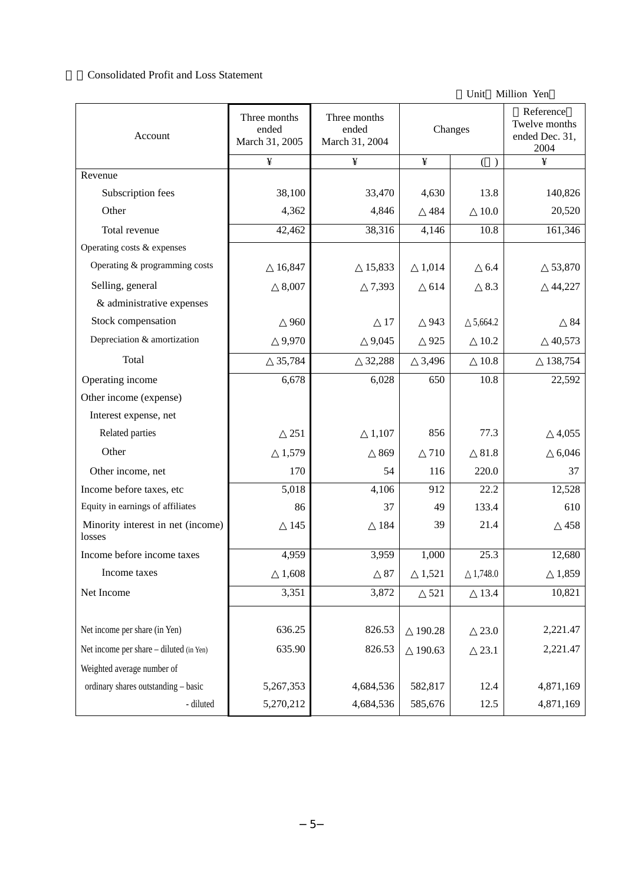Consolidated Profit and Loss Statement

（Unit：Million Yen）

| Account | Three months ended March 31, 2005 | Three months ended March 31, 2004 | Changes | | （Reference）Twelve months ended Dec. 31, 2004 |
|---|---|---|---|---|---|
| | ¥ | ¥ | ¥ | (％) | ¥ |
| Revenue | | | | | |
| Subscription fees | 38,100 | 33,470 | 4,630 | 13.8 | 140,826 |
| Other | 4,362 | 4,846 | △484 | △10.0 | 20,520 |
| Total revenue | 42,462 | 38,316 | 4,146 | 10.8 | 161,346 |
| Operating costs & expenses | | | | | |
| Operating & programming costs | △16,847 | △15,833 | △1,014 | △6.4 | △53,870 |
| Selling, general & administrative expenses | △8,007 | △7,393 | △614 | △8.3 | △44,227 |
| Stock compensation | △960 | △17 | △943 | △5,664.2 | △84 |
| Depreciation & amortization | △9,970 | △9,045 | △925 | △10.2 | △40,573 |
| Total | △35,784 | △32,288 | △3,496 | △10.8 | △138,754 |
| Operating income | 6,678 | 6,028 | 650 | 10.8 | 22,592 |
| Other income (expense) | | | | | |
| Interest expense, net | | | | | |
| Related parties | △251 | △1,107 | 856 | 77.3 | △4,055 |
| Other | △1,579 | △869 | △710 | △81.8 | △6,046 |
| Other income, net | 170 | 54 | 116 | 220.0 | 37 |
| Income before taxes, etc | 5,018 | 4,106 | 912 | 22.2 | 12,528 |
| Equity in earnings of affiliates | 86 | 37 | 49 | 133.4 | 610 |
| Minority interest in net (income) losses | △145 | △184 | 39 | 21.4 | △458 |
| Income before income taxes | 4,959 | 3,959 | 1,000 | 25.3 | 12,680 |
| Income taxes | △1,608 | △87 | △1,521 | △1,748.0 | △1,859 |
| Net Income | 3,351 | 3,872 | △521 | △13.4 | 10,821 |
| | | | | | |
| Net income per share (in Yen) | 636.25 | 826.53 | △190.28 | △23.0 | 2,221.47 |
| Net income per share – diluted (in Yen) | 635.90 | 826.53 | △190.63 | △23.1 | 2,221.47 |
| Weighted average number of ordinary shares outstanding – basic | 5,267,353 | 4,684,536 | 582,817 | 12.4 | 4,871,169 |
| - diluted | 5,270,212 | 4,684,536 | 585,676 | 12.5 | 4,871,169 |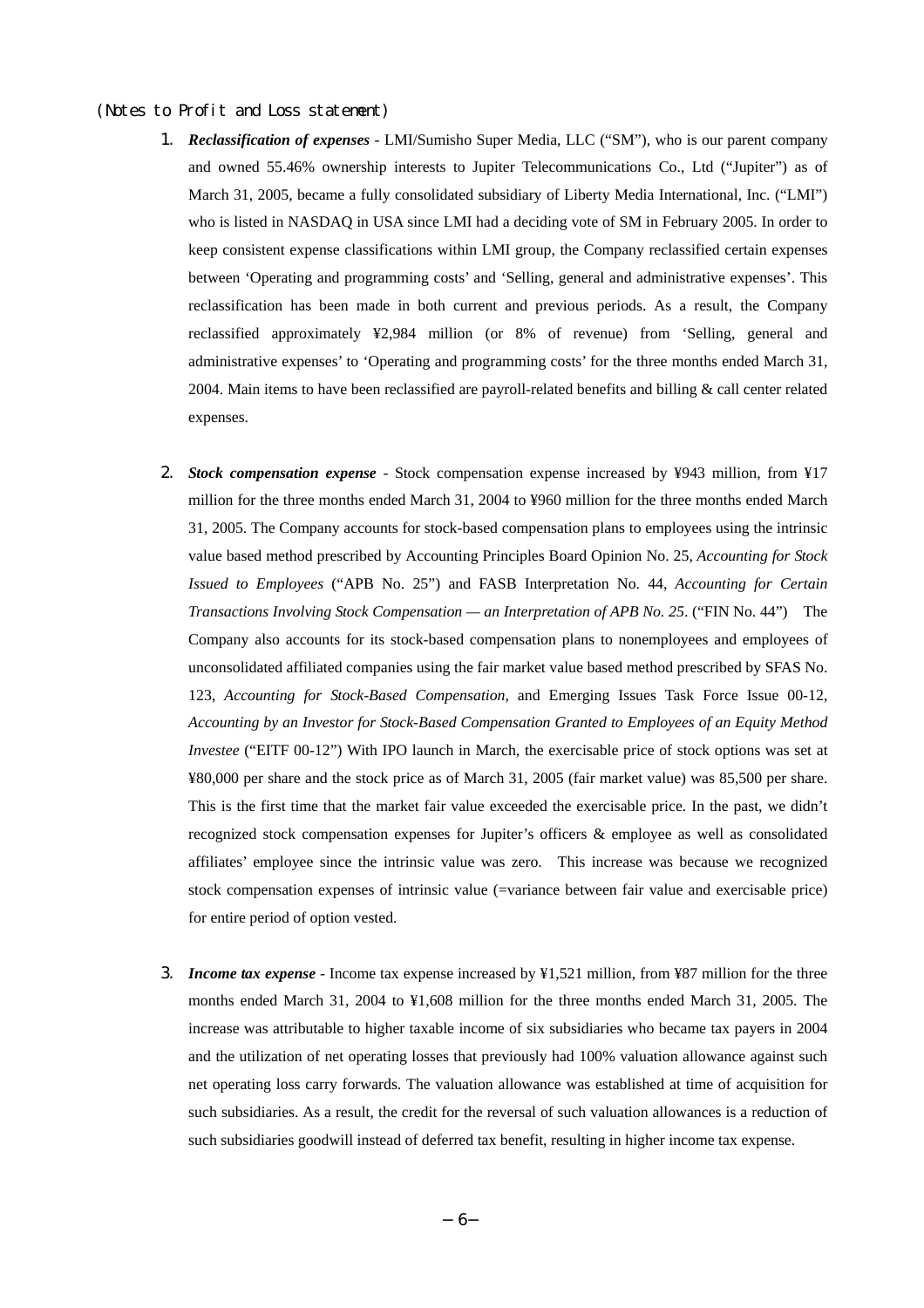(Notes to Profit and Loss statement)

1. ***Reclassification of expenses*** - LMI/Sumisho Super Media, LLC ("SM"), who is our parent company and owned 55.46% ownership interests to Jupiter Telecommunications Co., Ltd ("Jupiter") as of March 31, 2005, became a fully consolidated subsidiary of Liberty Media International, Inc. ("LMI") who is listed in NASDAQ in USA since LMI had a deciding vote of SM in February 2005. In order to keep consistent expense classifications within LMI group, the Company reclassified certain expenses between 'Operating and programming costs' and 'Selling, general and administrative expenses'. This reclassification has been made in both current and previous periods. As a result, the Company reclassified approximately ¥2,984 million (or 8% of revenue) from 'Selling, general and administrative expenses' to 'Operating and programming costs' for the three months ended March 31, 2004. Main items to have been reclassified are payroll-related benefits and billing & call center related expenses.

2. ***Stock compensation expense*** - Stock compensation expense increased by ¥943 million, from ¥17 million for the three months ended March 31, 2004 to ¥960 million for the three months ended March 31, 2005. The Company accounts for stock-based compensation plans to employees using the intrinsic value based method prescribed by Accounting Principles Board Opinion No. 25, *Accounting for Stock Issued to Employees* ("APB No. 25") and FASB Interpretation No. 44, *Accounting for Certain Transactions Involving Stock Compensation — an Interpretation of APB No. 25*. ("FIN No. 44") The Company also accounts for its stock-based compensation plans to nonemployees and employees of unconsolidated affiliated companies using the fair market value based method prescribed by SFAS No. 123, *Accounting for Stock-Based Compensation*, and Emerging Issues Task Force Issue 00-12, *Accounting by an Investor for Stock-Based Compensation Granted to Employees of an Equity Method Investee* ("EITF 00-12") With IPO launch in March, the exercisable price of stock options was set at ¥80,000 per share and the stock price as of March 31, 2005 (fair market value) was 85,500 per share. This is the first time that the market fair value exceeded the exercisable price. In the past, we didn't recognized stock compensation expenses for Jupiter's officers & employee as well as consolidated affiliates' employee since the intrinsic value was zero. This increase was because we recognized stock compensation expenses of intrinsic value (=variance between fair value and exercisable price) for entire period of option vested.

3. ***Income tax expense*** - Income tax expense increased by ¥1,521 million, from ¥87 million for the three months ended March 31, 2004 to ¥1,608 million for the three months ended March 31, 2005. The increase was attributable to higher taxable income of six subsidiaries who became tax payers in 2004 and the utilization of net operating losses that previously had 100% valuation allowance against such net operating loss carry forwards. The valuation allowance was established at time of acquisition for such subsidiaries. As a result, the credit for the reversal of such valuation allowances is a reduction of such subsidiaries goodwill instead of deferred tax benefit, resulting in higher income tax expense.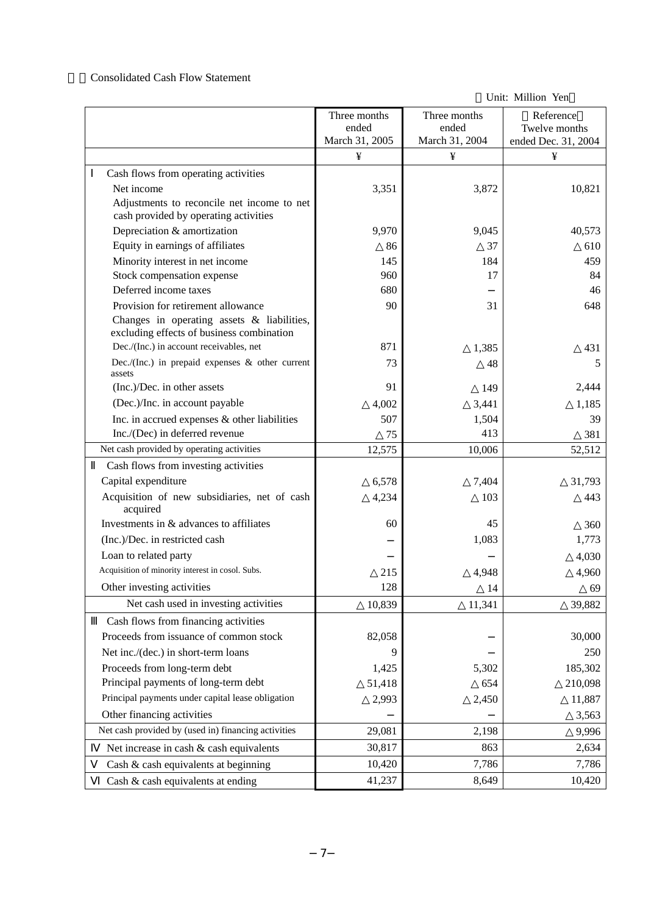Consolidated Cash Flow Statement

（Unit: Million Yen）

| | Three months ended March 31, 2005 | Three months ended March 31, 2004 | （Reference）Twelve months ended Dec. 31, 2004 |
|---|---|---|---|
| | ¥ | ¥ | ¥ |
| Ⅰ Cash flows from operating activities | | | |
| Net income | 3,351 | 3,872 | 10,821 |
| Adjustments to reconcile net income to net cash provided by operating activities | | | |
| Depreciation & amortization | 9,970 | 9,045 | 40,573 |
| Equity in earnings of affiliates | △86 | △37 | △610 |
| Minority interest in net income | 145 | 184 | 459 |
| Stock compensation expense | 960 | 17 | 84 |
| Deferred income taxes | 680 | − | 46 |
| Provision for retirement allowance | 90 | 31 | 648 |
| Changes in operating assets & liabilities, excluding effects of business combination | | | |
| Dec./(Inc.) in account receivables, net | 871 | △1,385 | △431 |
| Dec./(Inc.) in prepaid expenses & other current assets | 73 | △48 | 5 |
| (Inc.)/Dec. in other assets | 91 | △149 | 2,444 |
| (Dec.)/Inc. in account payable | △4,002 | △3,441 | △1,185 |
| Inc. in accrued expenses & other liabilities | 507 | 1,504 | 39 |
| Inc./(Dec) in deferred revenue | △75 | 413 | △381 |
| Net cash provided by operating activities | 12,575 | 10,006 | 52,512 |
| Ⅱ Cash flows from investing activities | | | |
| Capital expenditure | △6,578 | △7,404 | △31,793 |
| Acquisition of new subsidiaries, net of cash acquired | △4,234 | △103 | △443 |
| Investments in & advances to affiliates | 60 | 45 | △360 |
| (Inc.)/Dec. in restricted cash | − | 1,083 | 1,773 |
| Loan to related party | − | − | △4,030 |
| Acquisition of minority interest in cosol. Subs. | △215 | △4,948 | △4,960 |
| Other investing activities | 128 | △14 | △69 |
| Net cash used in investing activities | △10,839 | △11,341 | △39,882 |
| Ⅲ Cash flows from financing activities | | | |
| Proceeds from issuance of common stock | 82,058 | − | 30,000 |
| Net inc./(dec.) in short-term loans | 9 | − | 250 |
| Proceeds from long-term debt | 1,425 | 5,302 | 185,302 |
| Principal payments of long-term debt | △51,418 | △654 | △210,098 |
| Principal payments under capital lease obligation | △2,993 | △2,450 | △11,887 |
| Other financing activities | − | − | △3,563 |
| Net cash provided by (used in) financing activities | 29,081 | 2,198 | △9,996 |
| Ⅳ Net increase in cash & cash equivalents | 30,817 | 863 | 2,634 |
| Ⅴ Cash & cash equivalents at beginning | 10,420 | 7,786 | 7,786 |
| Ⅵ Cash & cash equivalents at ending | 41,237 | 8,649 | 10,420 |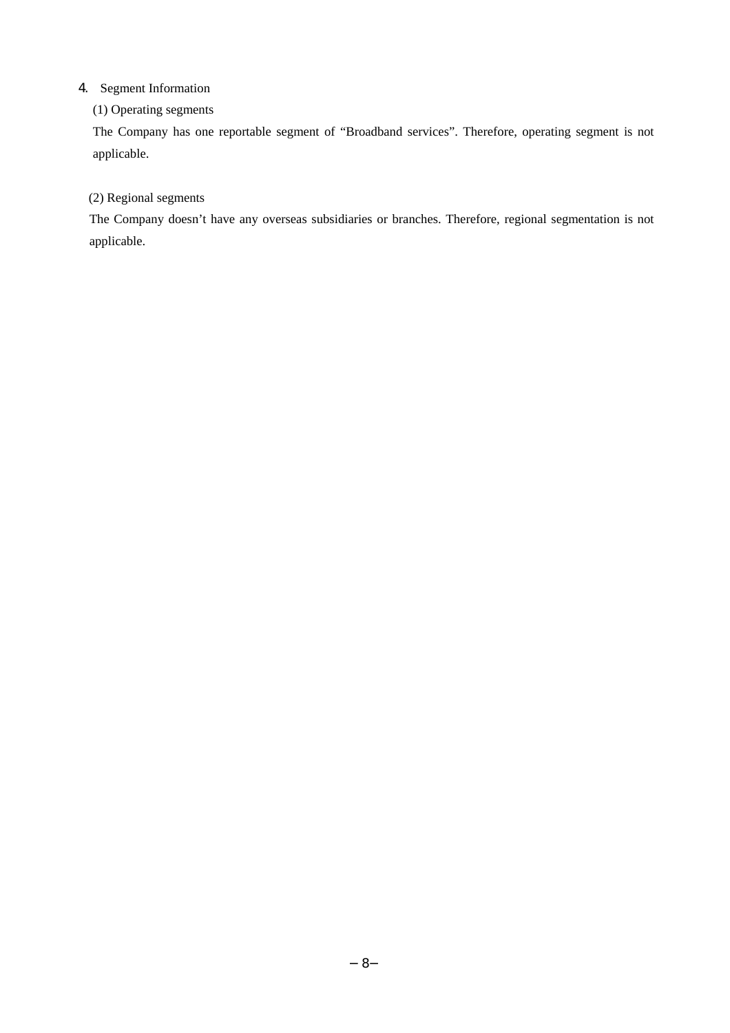## 4. Segment Information

(1) Operating segments

The Company has one reportable segment of “Broadband services”. Therefore, operating segment is not applicable.

(2) Regional segments

The Company doesn’t have any overseas subsidiaries or branches. Therefore, regional segmentation is not applicable.